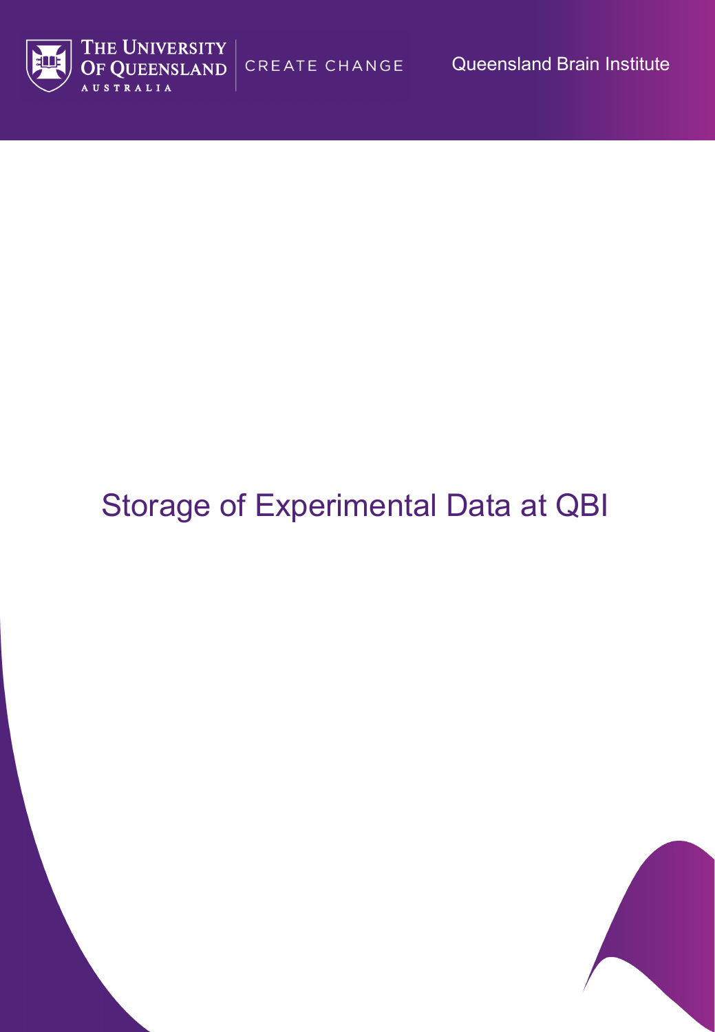The University of Queensland Australia

CREATE CHANGE

Queensland Brain Institute

# Storage of Experimental Data at QBI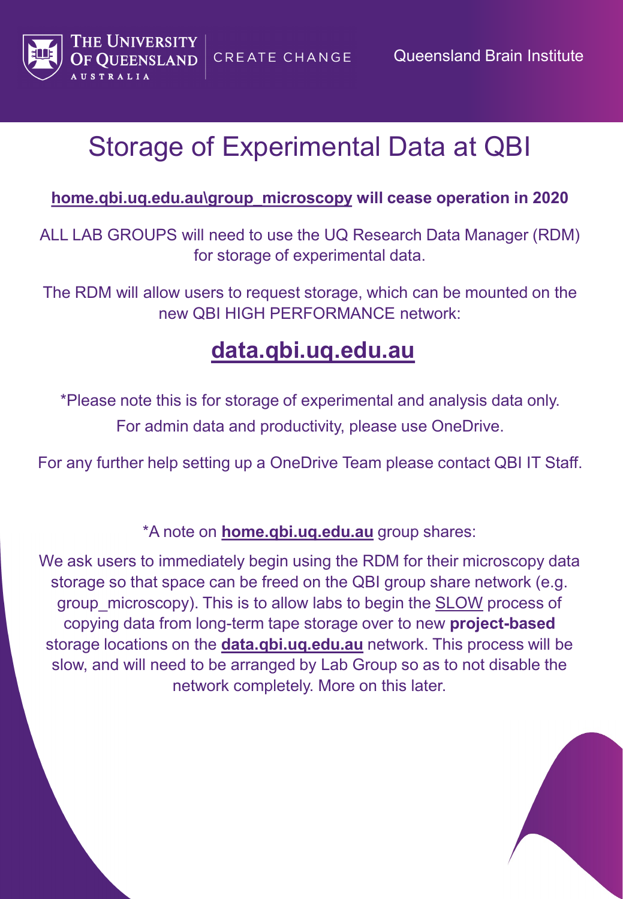# Storage of Experimental Data at QBI

**home.qbi.uq.edu.au\group_microscopy will cease operation in 2020**

ALL LAB GROUPS will need to use the UQ Research Data Manager (RDM) for storage of experimental data.

The RDM will allow users to request storage, which can be mounted on the new QBI HIGH PERFORMANCE network:

## data.qbi.uq.edu.au

*Please note this is for storage of experimental and analysis data only. For admin data and productivity, please use OneDrive.

For any further help setting up a OneDrive Team please contact QBI IT Staff.

*A note on **home.qbi.uq.edu.au** group shares:

We ask users to immediately begin using the RDM for their microscopy data storage so that space can be freed on the QBI group share network (e.g. group_microscopy). This is to allow labs to begin the SLOW process of copying data from long-term tape storage over to new **project-based** storage locations on the **data.qbi.uq.edu.au** network. This process will be slow, and will need to be arranged by Lab Group so as to not disable the network completely. More on this later.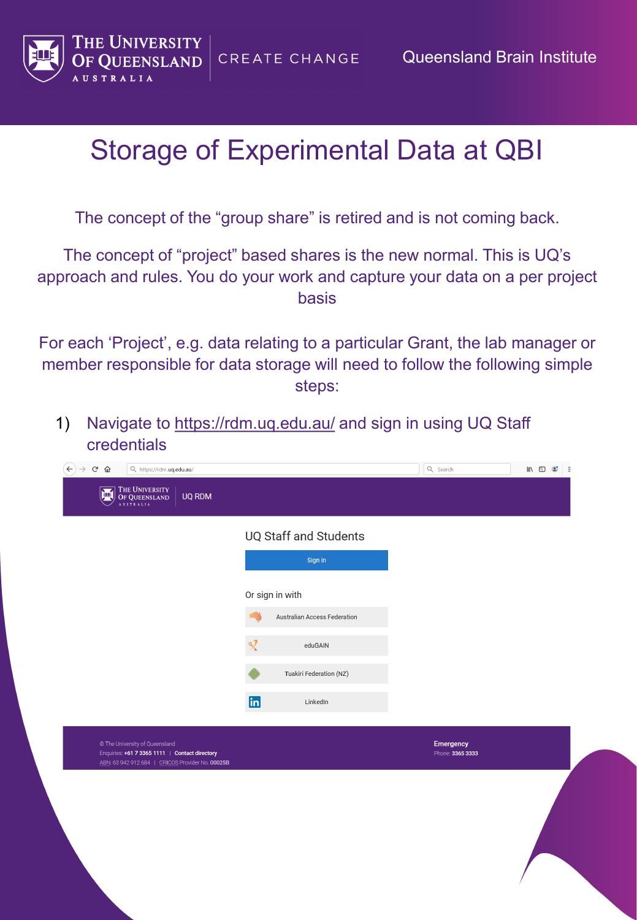# Storage of Experimental Data at QBI

The concept of the "group share" is retired and is not coming back.

The concept of "project" based shares is the new normal. This is UQ's approach and rules. You do your work and capture your data on a per project basis

For each 'Project', e.g. data relating to a particular Grant, the lab manager or member responsible for data storage will need to follow the following simple steps:

1) Navigate to https://rdm.uq.edu.au/ and sign in using UQ Staff credentials

UQ RDM

UQ Staff and Students

Sign in

Or sign in with

Australian Access Federation

eduGAIN

Tuakiri Federation (NZ)

LinkedIn

© The University of Queensland
Enquiries: +61 7 3365 1111 | Contact directory
ABN: 63 942 912 684 | CRICOS Provider No: 00025B

Emergency
Phone: 3365 3333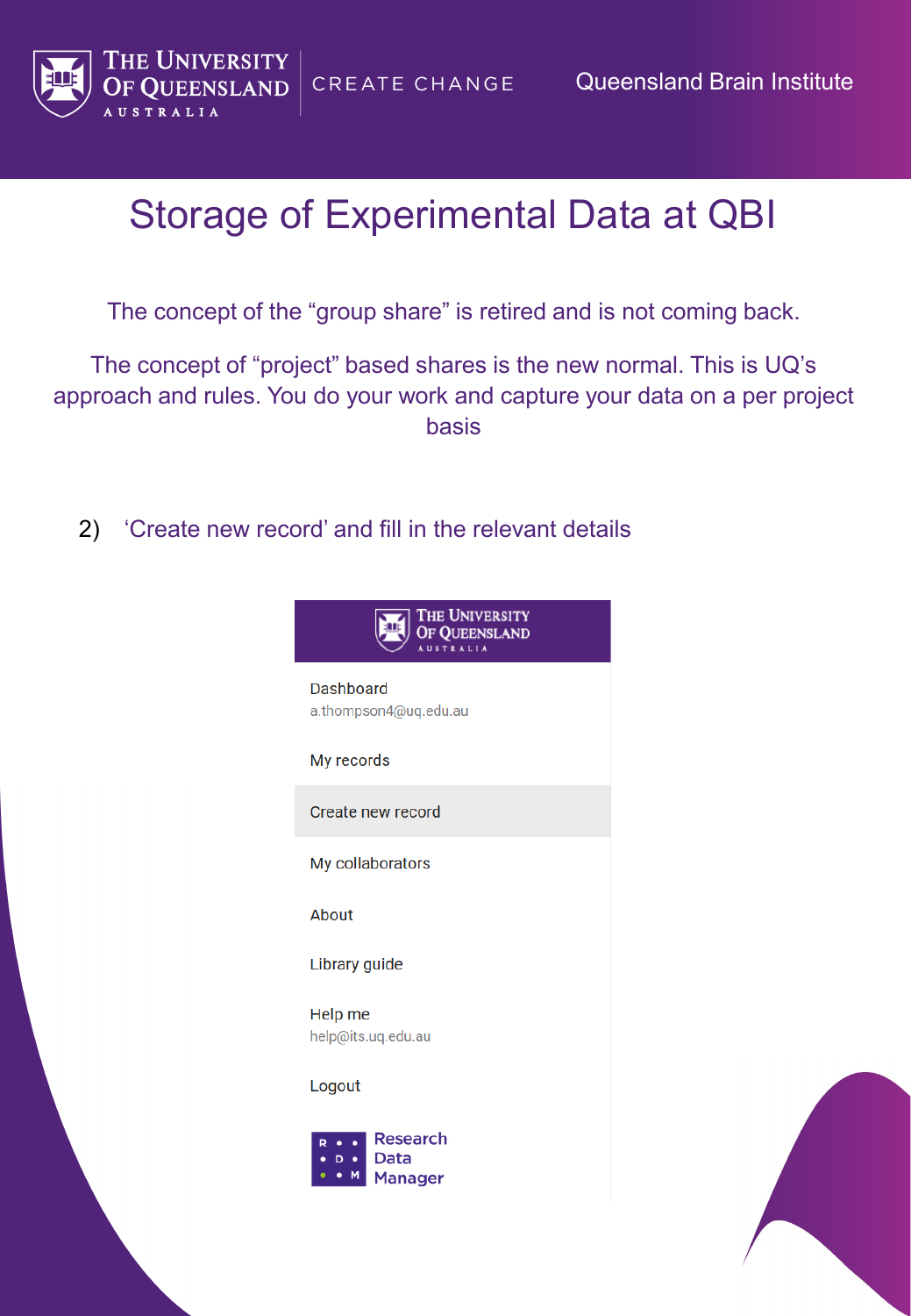# Storage of Experimental Data at QBI

The concept of the “group share” is retired and is not coming back.

The concept of “project” based shares is the new normal. This is UQ’s approach and rules. You do your work and capture your data on a per project basis

2) ‘Create new record’ and fill in the relevant details

Dashboard
a.thompson4@uq.edu.au

My records

Create new record

My collaborators

About

Library guide

Help me
help@its.uq.edu.au

Logout

Research Data Manager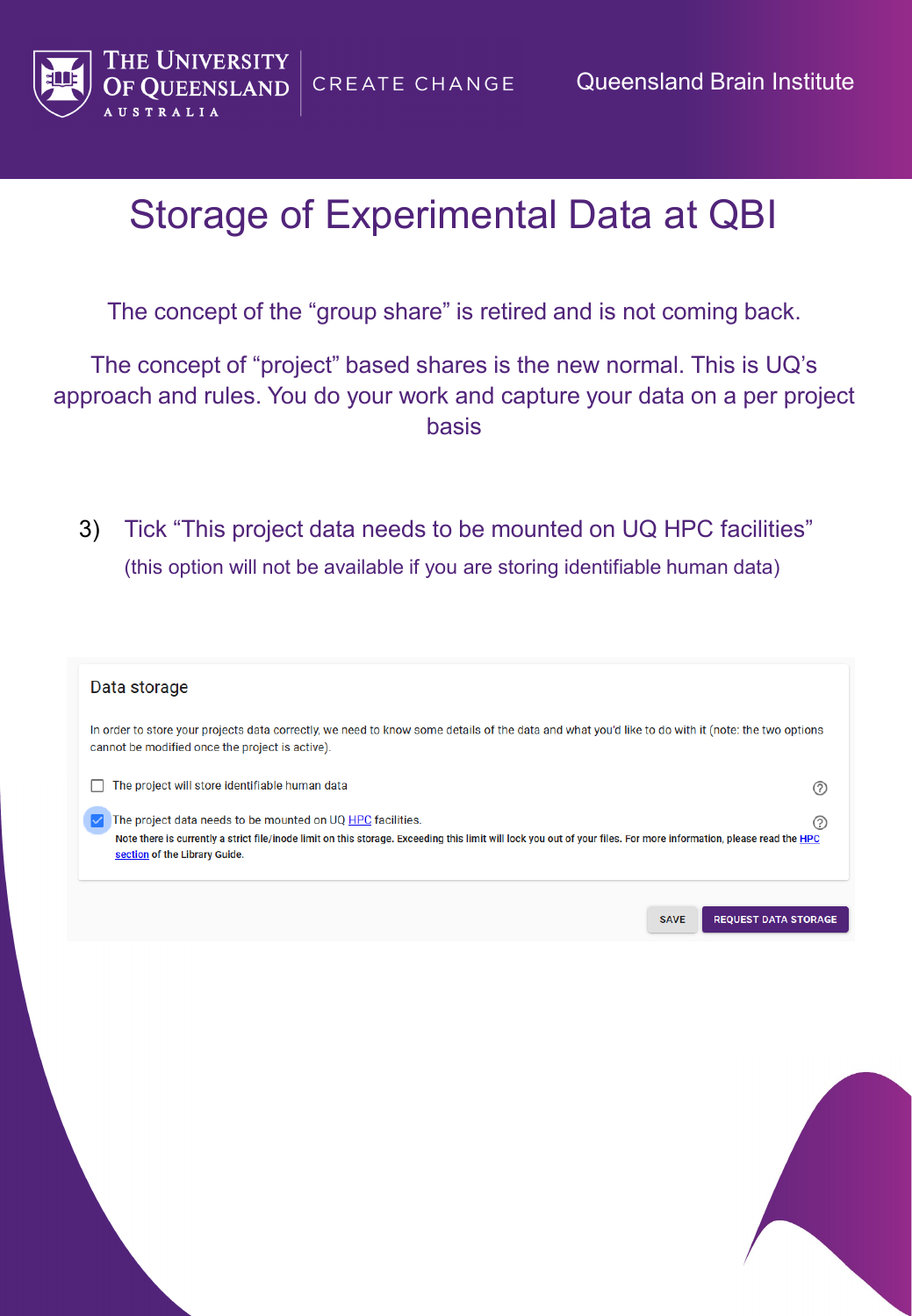# Storage of Experimental Data at QBI

The concept of the “group share” is retired and is not coming back.

The concept of “project” based shares is the new normal. This is UQ’s approach and rules. You do your work and capture your data on a per project basis

3) Tick “This project data needs to be mounted on UQ HPC facilities”

(this option will not be available if you are storing identifiable human data)

## Data storage

In order to store your projects data correctly, we need to know some details of the data and what you'd like to do with it (note: the two options cannot be modified once the project is active).

- [ ] The project will store identifiable human data
- [x] The project data needs to be mounted on UQ HPC facilities.
  **Note there is currently a strict file/inode limit on this storage. Exceeding this limit will lock you out of your files. For more information, please read the HPC section of the Library Guide.**

SAVE | REQUEST DATA STORAGE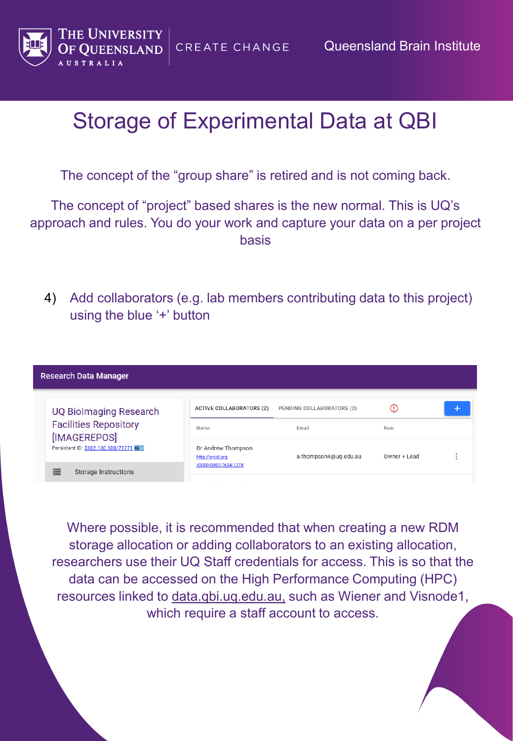# Storage of Experimental Data at QBI

The concept of the “group share” is retired and is not coming back.

The concept of “project” based shares is the new normal. This is UQ’s approach and rules. You do your work and capture your data on a per project basis

4) Add collaborators (e.g. lab members contributing data to this project) using the blue ‘+’ button

Research Data Manager

UQ BioImaging Research Facilities Repository [IMAGEREPOS]
Persistent ID: S102.100.100/71771

Storage Instructions

ACTIVE COLLABORATORS (2) | PENDING COLLABORATORS (0)

| Name | Email | Role |
| --- | --- | --- |
| Dr Andrew Thompson http://orcid.org/0000-0002-7634-127X | a.thompson4@uq.edu.au | Owner + Lead |

Where possible, it is recommended that when creating a new RDM storage allocation or adding collaborators to an existing allocation, researchers use their UQ Staff credentials for access. This is so that the data can be accessed on the High Performance Computing (HPC) resources linked to data.qbi.uq.edu.au, such as Wiener and Visnode1, which require a staff account to access.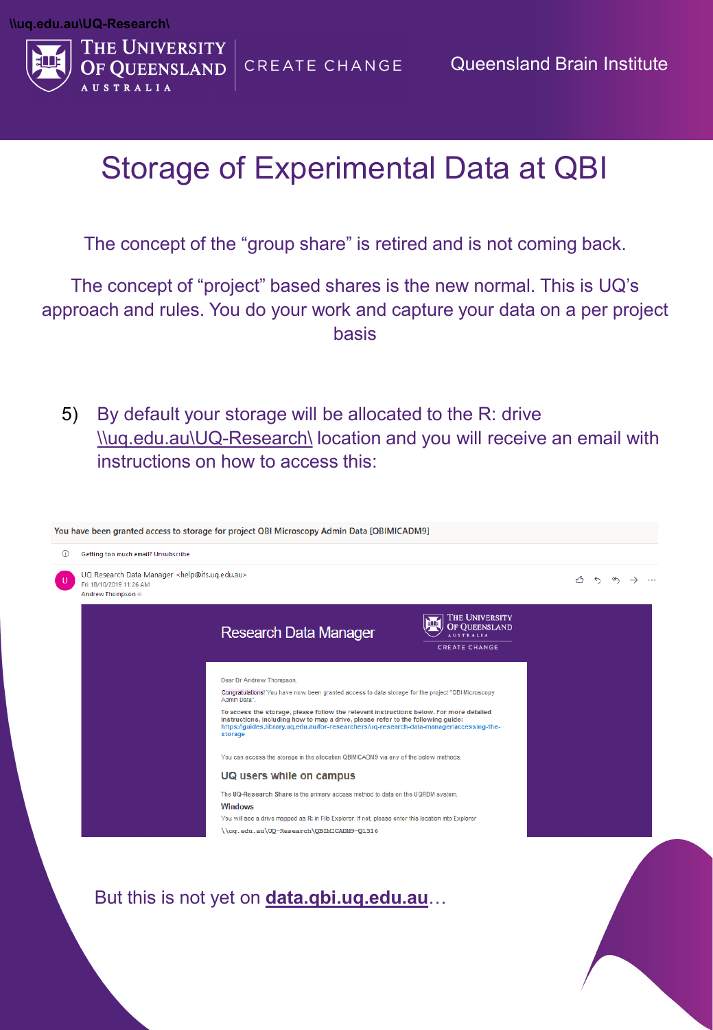\\uq.edu.au\UQ-Research\

# Storage of Experimental Data at QBI

The concept of the "group share" is retired and is not coming back.

The concept of "project" based shares is the new normal. This is UQ's approach and rules. You do your work and capture your data on a per project basis

5) By default your storage will be allocated to the R: drive \\uq.edu.au\UQ-Research\ location and you will receive an email with instructions on how to access this:

You have been granted access to storage for project QBI Microscopy Admin Data [QBIMICADM9]

Getting too much email? Unsubscribe

UQ Research Data Manager <help@its.uq.edu.au>
Fri 18/10/2019 11:26 AM
Andrew Thompson

Research Data Manager

Dear Dr Andrew Thompson,

Congratulations! You have now been granted access to data storage for the project "QBI Microscopy Admin Data".

To access the storage, please follow the relevant instructions below. For more detailed instructions, including how to map a drive, please refer to the following guide: https://guides.library.uq.edu.au/for-researchers/uq-research-data-manager/accessing-the-storage

You can access the storage in the allocation QBIMICADM9 via any of the below methods.

**UQ users while on campus**

The UQ-Research Share is the primary access method to data on the UQRDM system.

**Windows**

You will see a drive mapped as R: in File Explorer. If not, please enter this location into Explorer

\\uq.edu.au\UQ-Research\QBIMICADM9-Q1316

But this is not yet on **data.qbi.uq.edu.au**…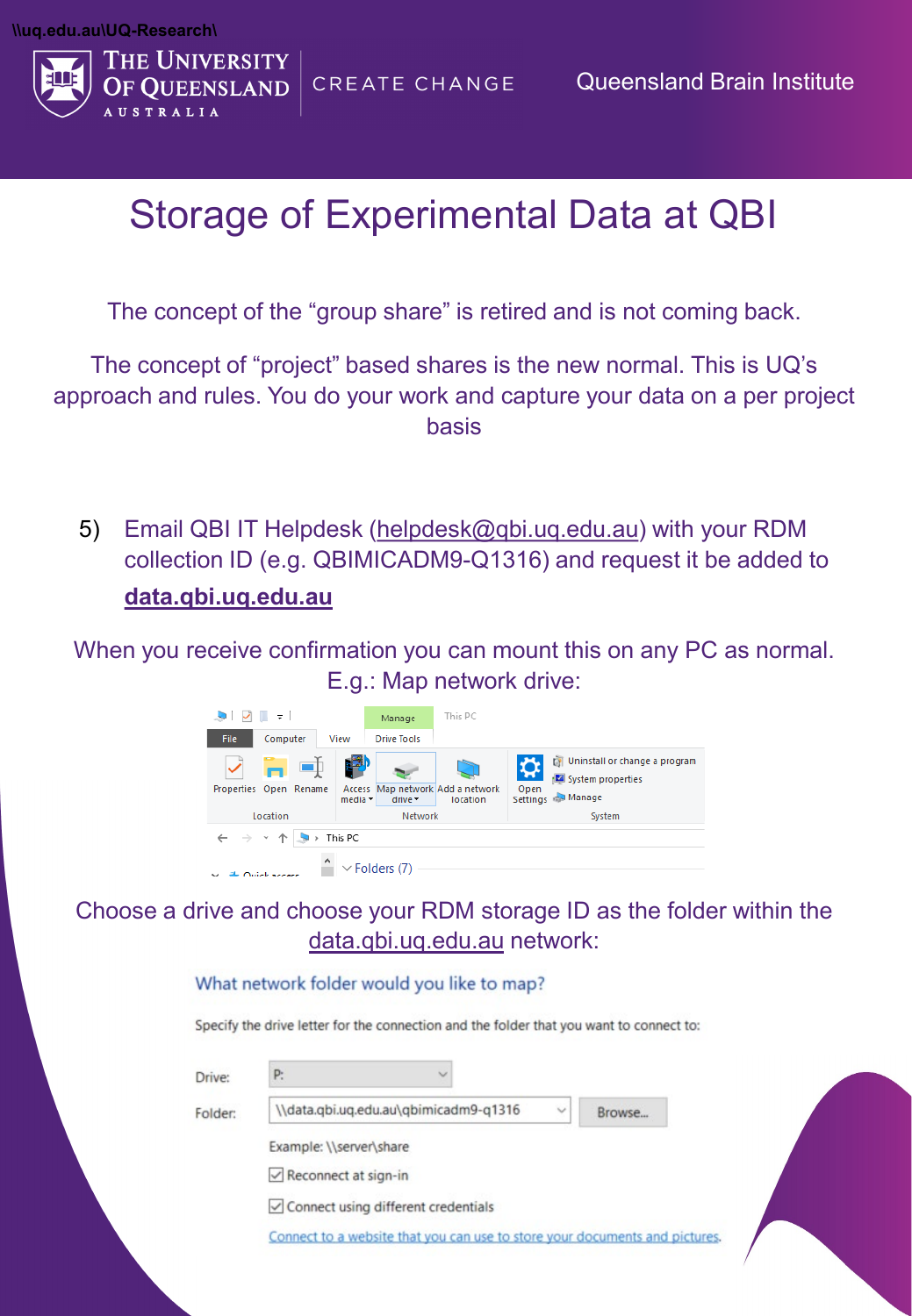\\uq.edu.au\UQ-Research\

THE UNIVERSITY OF QUEENSLAND AUSTRALIA | CREATE CHANGE | Queensland Brain Institute

# Storage of Experimental Data at QBI

The concept of the "group share" is retired and is not coming back.

The concept of "project" based shares is the new normal. This is UQ's approach and rules. You do your work and capture your data on a per project basis

5) Email QBI IT Helpdesk (helpdesk@qbi.uq.edu.au) with your RDM collection ID (e.g. QBIMICADM9-Q1316) and request it be added to **data.qbi.uq.edu.au**

When you receive confirmation you can mount this on any PC as normal. E.g.: Map network drive:

Choose a drive and choose your RDM storage ID as the folder within the data.qbi.uq.edu.au network:

What network folder would you like to map?

Specify the drive letter for the connection and the folder that you want to connect to:

Drive: P:

Folder: \\data.qbi.uq.edu.au\qbimicadm9-q1316

Example: \\server\share

☑ Reconnect at sign-in

☑ Connect using different credentials

Connect to a website that you can use to store your documents and pictures.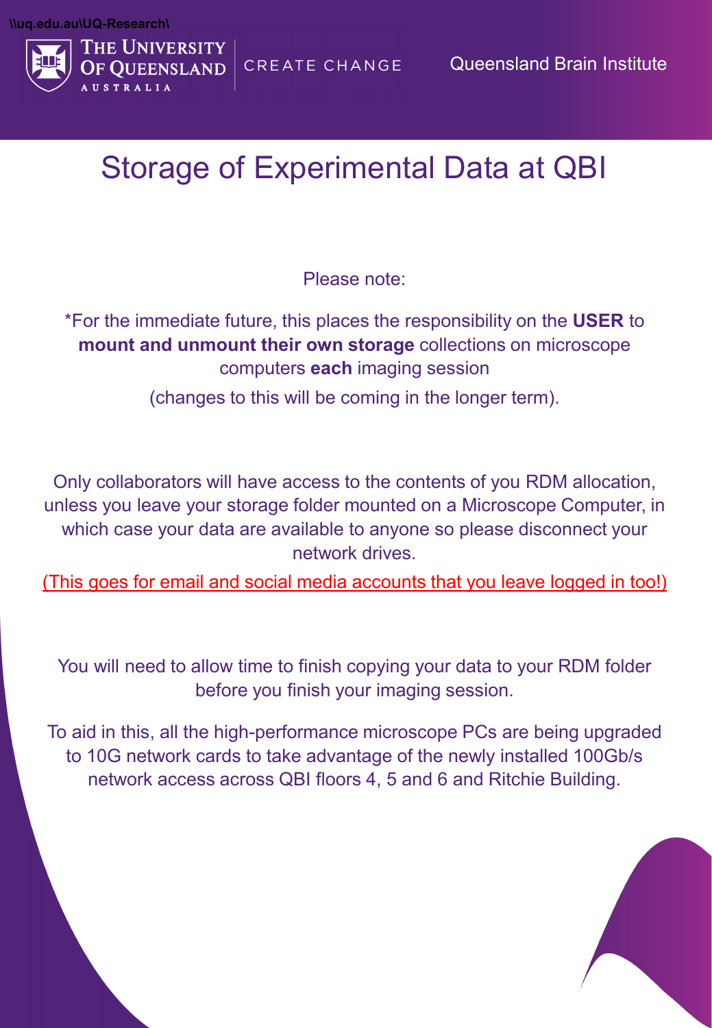\\uq.edu.au\UQ-Research\

THE UNIVERSITY OF QUEENSLAND AUSTRALIA | CREATE CHANGE | Queensland Brain Institute

# Storage of Experimental Data at QBI

Please note:

*For the immediate future, this places the responsibility on the **USER** to **mount and unmount their own storage** collections on microscope computers **each** imaging session

(changes to this will be coming in the longer term).

Only collaborators will have access to the contents of you RDM allocation, unless you leave your storage folder mounted on a Microscope Computer, in which case your data are available to anyone so please disconnect your network drives.

(This goes for email and social media accounts that you leave logged in too!)

You will need to allow time to finish copying your data to your RDM folder before you finish your imaging session.

To aid in this, all the high-performance microscope PCs are being upgraded to 10G network cards to take advantage of the newly installed 100Gb/s network access across QBI floors 4, 5 and 6 and Ritchie Building.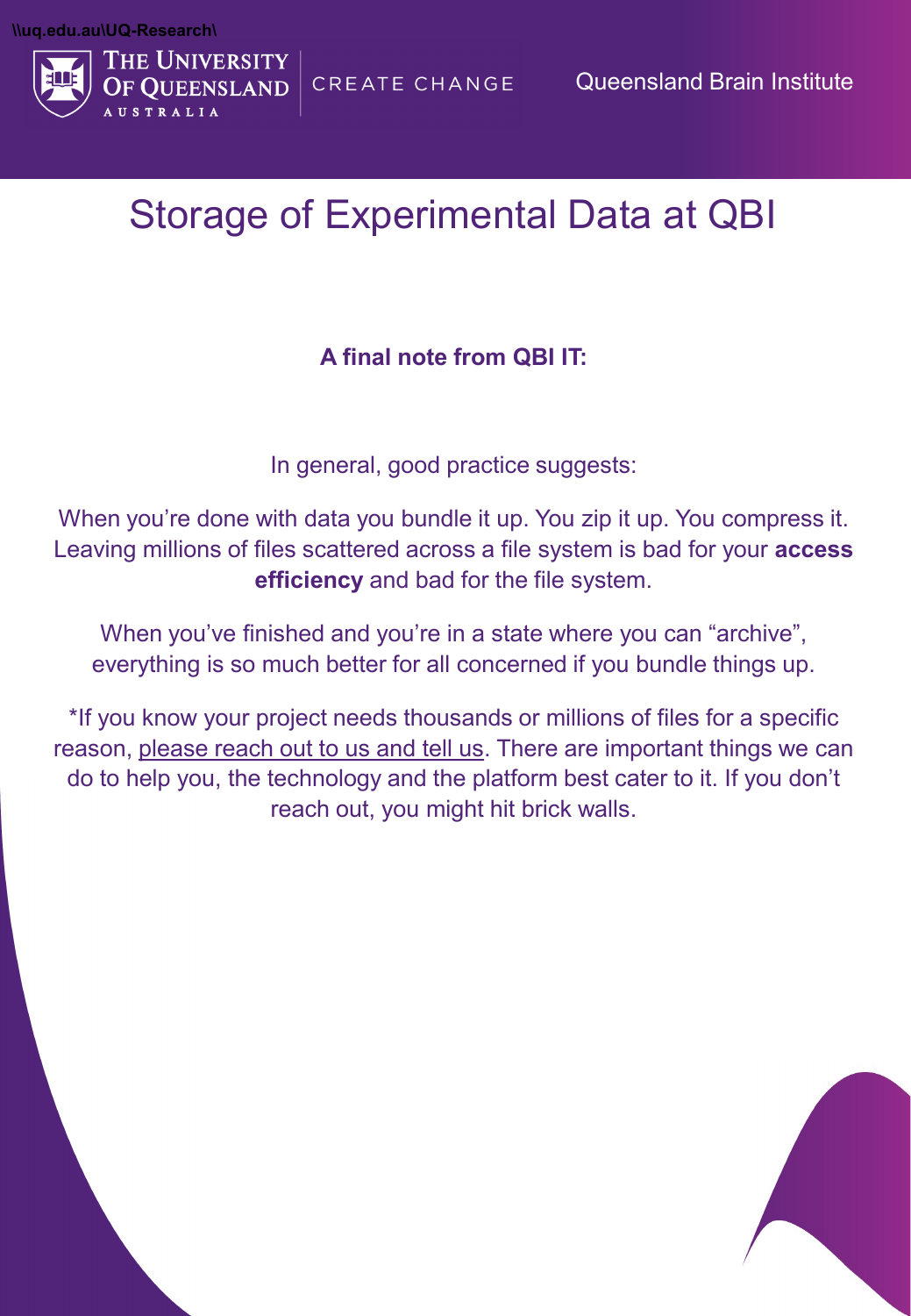# Storage of Experimental Data at QBI

**A final note from QBI IT:**

In general, good practice suggests:

When you're done with data you bundle it up. You zip it up. You compress it. Leaving millions of files scattered across a file system is bad for your **access efficiency** and bad for the file system.

When you've finished and you're in a state where you can "archive", everything is so much better for all concerned if you bundle things up.

*If you know your project needs thousands or millions of files for a specific reason, please reach out to us and tell us. There are important things we can do to help you, the technology and the platform best cater to it. If you don't reach out, you might hit brick walls.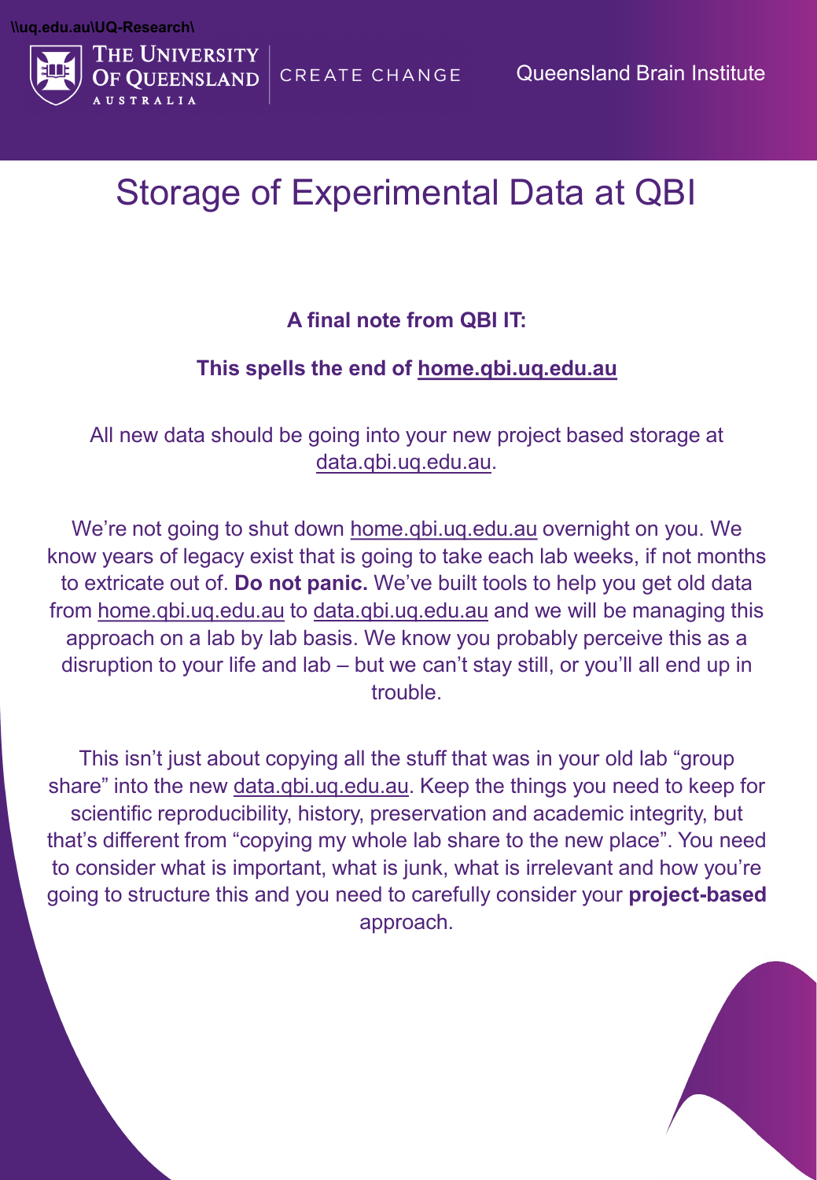\\uq.edu.au\UQ-Research\

# Storage of Experimental Data at QBI

**A final note from QBI IT:**

**This spells the end of home.qbi.uq.edu.au**

All new data should be going into your new project based storage at data.qbi.uq.edu.au.

We're not going to shut down home.qbi.uq.edu.au overnight on you. We know years of legacy exist that is going to take each lab weeks, if not months to extricate out of. **Do not panic.** We've built tools to help you get old data from home.qbi.uq.edu.au to data.qbi.uq.edu.au and we will be managing this approach on a lab by lab basis. We know you probably perceive this as a disruption to your life and lab – but we can't stay still, or you'll all end up in trouble.

This isn't just about copying all the stuff that was in your old lab "group share" into the new data.qbi.uq.edu.au. Keep the things you need to keep for scientific reproducibility, history, preservation and academic integrity, but that's different from "copying my whole lab share to the new place". You need to consider what is important, what is junk, what is irrelevant and how you're going to structure this and you need to carefully consider your **project-based** approach.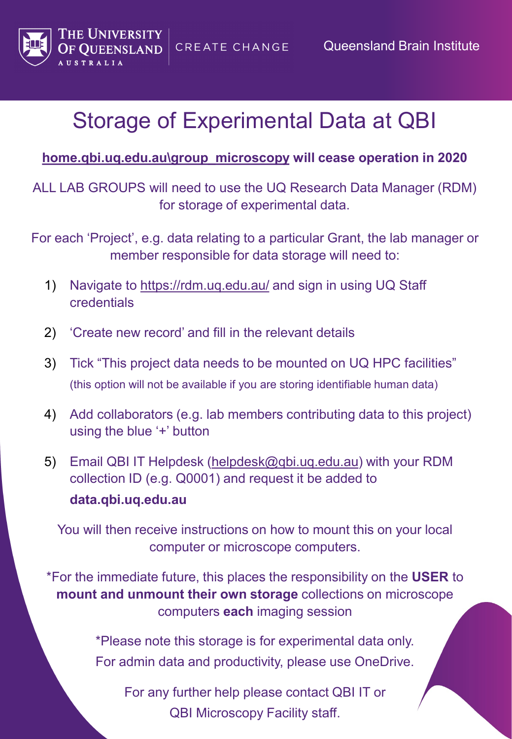THE UNIVERSITY OF QUEENSLAND AUSTRALIA | CREATE CHANGE | Queensland Brain Institute

# Storage of Experimental Data at QBI

**home.qbi.uq.edu.au\group_microscopy will cease operation in 2020**

ALL LAB GROUPS will need to use the UQ Research Data Manager (RDM) for storage of experimental data.

For each 'Project', e.g. data relating to a particular Grant, the lab manager or member responsible for data storage will need to:

1) Navigate to https://rdm.uq.edu.au/ and sign in using UQ Staff credentials
2) 'Create new record' and fill in the relevant details
3) Tick "This project data needs to be mounted on UQ HPC facilities" (this option will not be available if you are storing identifiable human data)
4) Add collaborators (e.g. lab members contributing data to this project) using the blue '+' button
5) Email QBI IT Helpdesk (helpdesk@qbi.uq.edu.au) with your RDM collection ID (e.g. Q0001) and request it be added to **data.qbi.uq.edu.au**

You will then receive instructions on how to mount this on your local computer or microscope computers.

*For the immediate future, this places the responsibility on the **USER** to **mount and unmount their own storage** collections on microscope computers **each** imaging session

*Please note this storage is for experimental data only. For admin data and productivity, please use OneDrive.

For any further help please contact QBI IT or QBI Microscopy Facility staff.